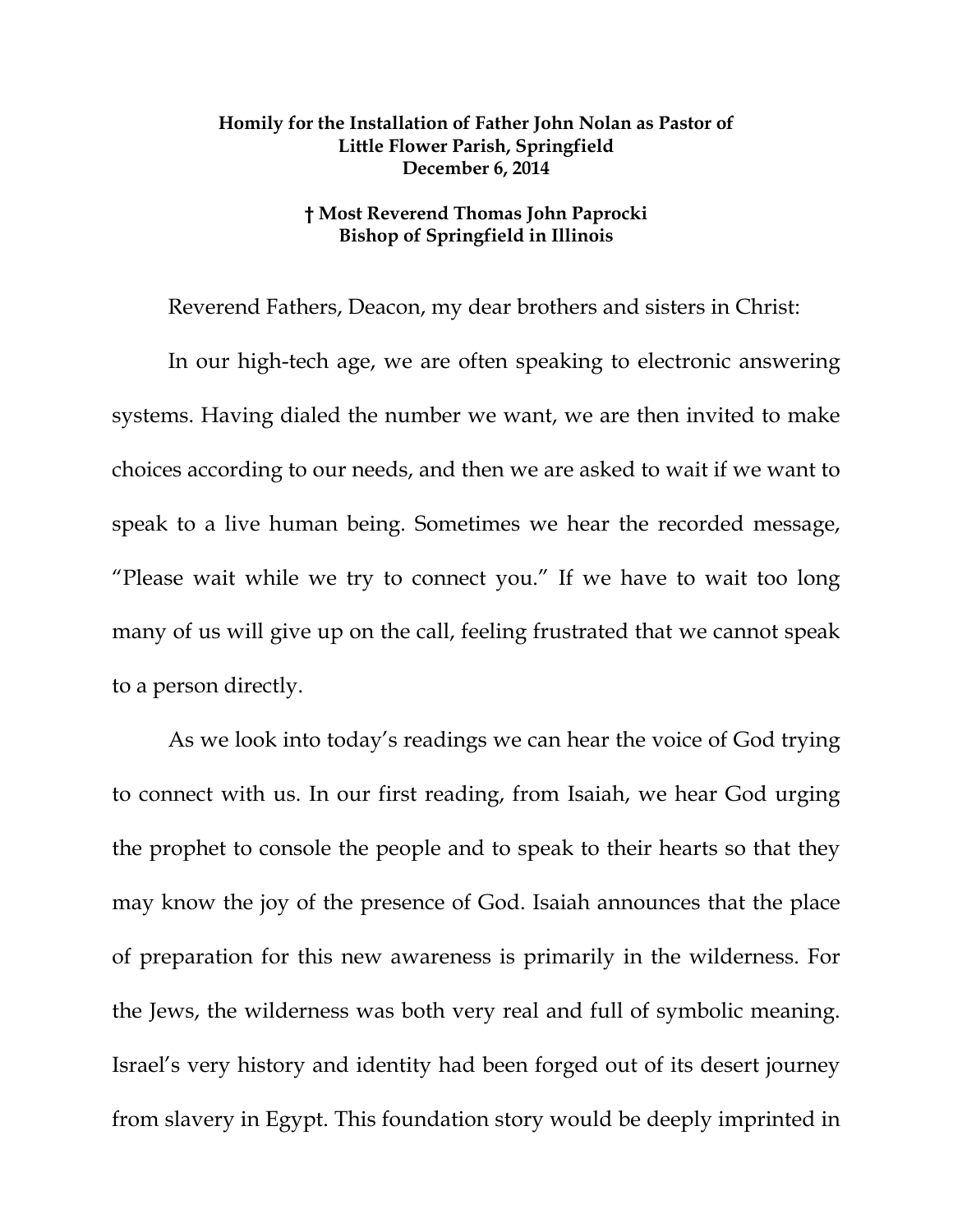**Homily for the Installation of Father John Nolan as Pastor of Little Flower Parish, Springfield**
**December 6, 2014**

**† Most Reverend Thomas John Paprocki**
**Bishop of Springfield in Illinois**

Reverend Fathers, Deacon, my dear brothers and sisters in Christ:

In our high-tech age, we are often speaking to electronic answering systems. Having dialed the number we want, we are then invited to make choices according to our needs, and then we are asked to wait if we want to speak to a live human being. Sometimes we hear the recorded message, "Please wait while we try to connect you." If we have to wait too long many of us will give up on the call, feeling frustrated that we cannot speak to a person directly.

As we look into today's readings we can hear the voice of God trying to connect with us. In our first reading, from Isaiah, we hear God urging the prophet to console the people and to speak to their hearts so that they may know the joy of the presence of God. Isaiah announces that the place of preparation for this new awareness is primarily in the wilderness. For the Jews, the wilderness was both very real and full of symbolic meaning. Israel's very history and identity had been forged out of its desert journey from slavery in Egypt. This foundation story would be deeply imprinted in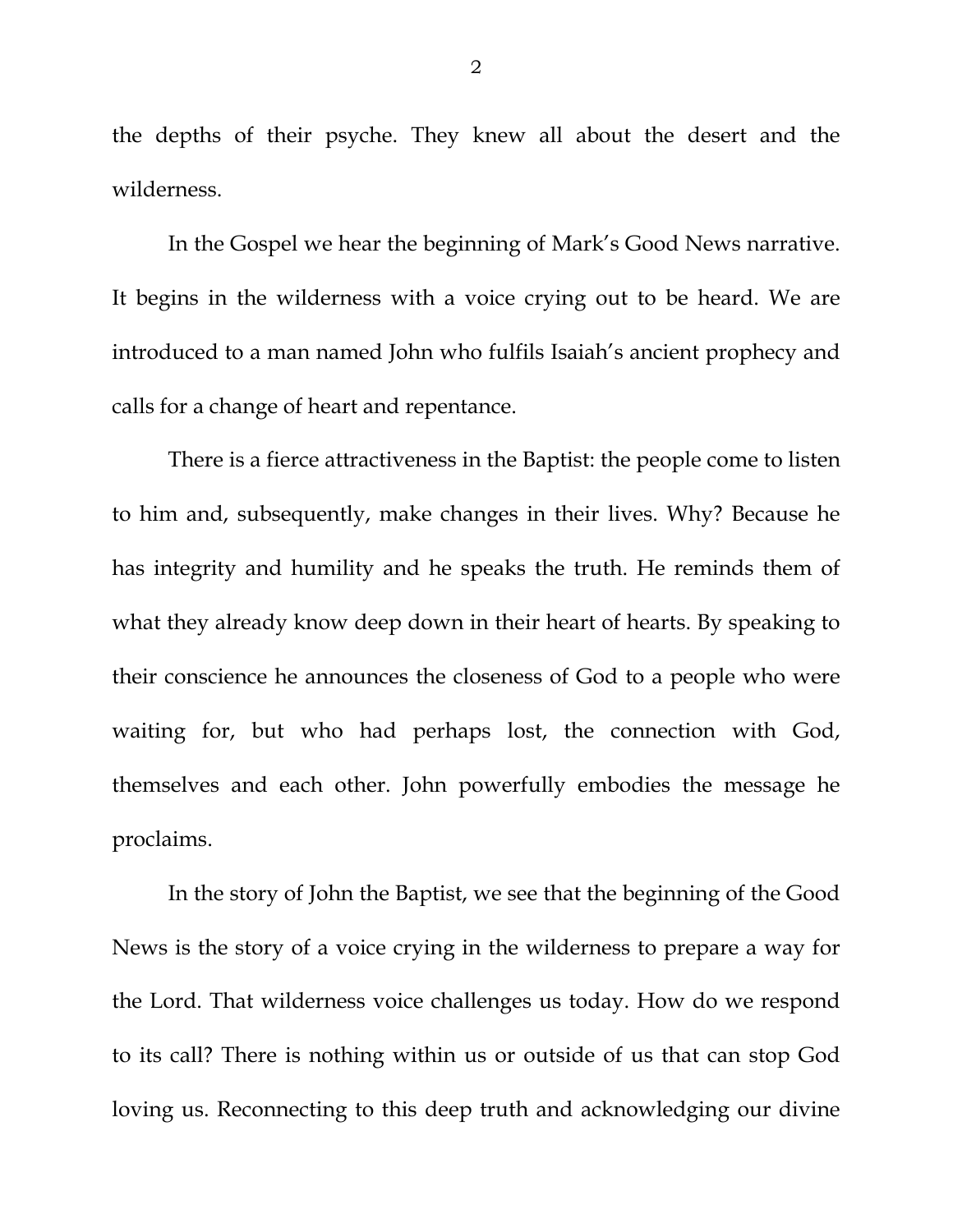the depths of their psyche. They knew all about the desert and the wilderness.

In the Gospel we hear the beginning of Mark's Good News narrative. It begins in the wilderness with a voice crying out to be heard. We are introduced to a man named John who fulfils Isaiah's ancient prophecy and calls for a change of heart and repentance.

There is a fierce attractiveness in the Baptist: the people come to listen to him and, subsequently, make changes in their lives. Why? Because he has integrity and humility and he speaks the truth. He reminds them of what they already know deep down in their heart of hearts. By speaking to their conscience he announces the closeness of God to a people who were waiting for, but who had perhaps lost, the connection with God, themselves and each other. John powerfully embodies the message he proclaims.

In the story of John the Baptist, we see that the beginning of the Good News is the story of a voice crying in the wilderness to prepare a way for the Lord. That wilderness voice challenges us today. How do we respond to its call? There is nothing within us or outside of us that can stop God loving us. Reconnecting to this deep truth and acknowledging our divine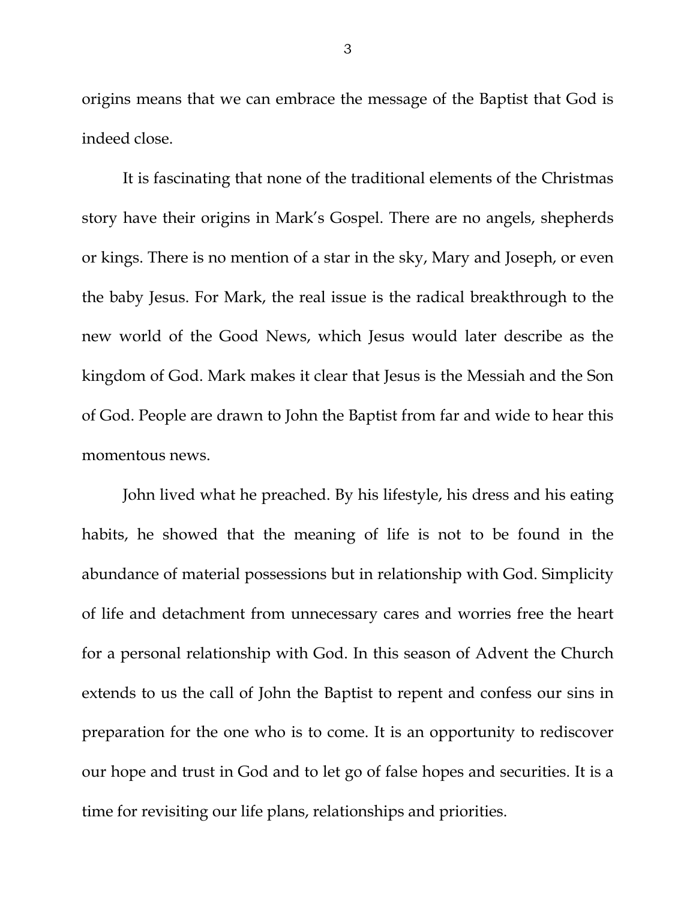origins means that we can embrace the message of the Baptist that God is indeed close.

It is fascinating that none of the traditional elements of the Christmas story have their origins in Mark's Gospel. There are no angels, shepherds or kings. There is no mention of a star in the sky, Mary and Joseph, or even the baby Jesus. For Mark, the real issue is the radical breakthrough to the new world of the Good News, which Jesus would later describe as the kingdom of God. Mark makes it clear that Jesus is the Messiah and the Son of God. People are drawn to John the Baptist from far and wide to hear this momentous news.

John lived what he preached. By his lifestyle, his dress and his eating habits, he showed that the meaning of life is not to be found in the abundance of material possessions but in relationship with God. Simplicity of life and detachment from unnecessary cares and worries free the heart for a personal relationship with God. In this season of Advent the Church extends to us the call of John the Baptist to repent and confess our sins in preparation for the one who is to come. It is an opportunity to rediscover our hope and trust in God and to let go of false hopes and securities. It is a time for revisiting our life plans, relationships and priorities.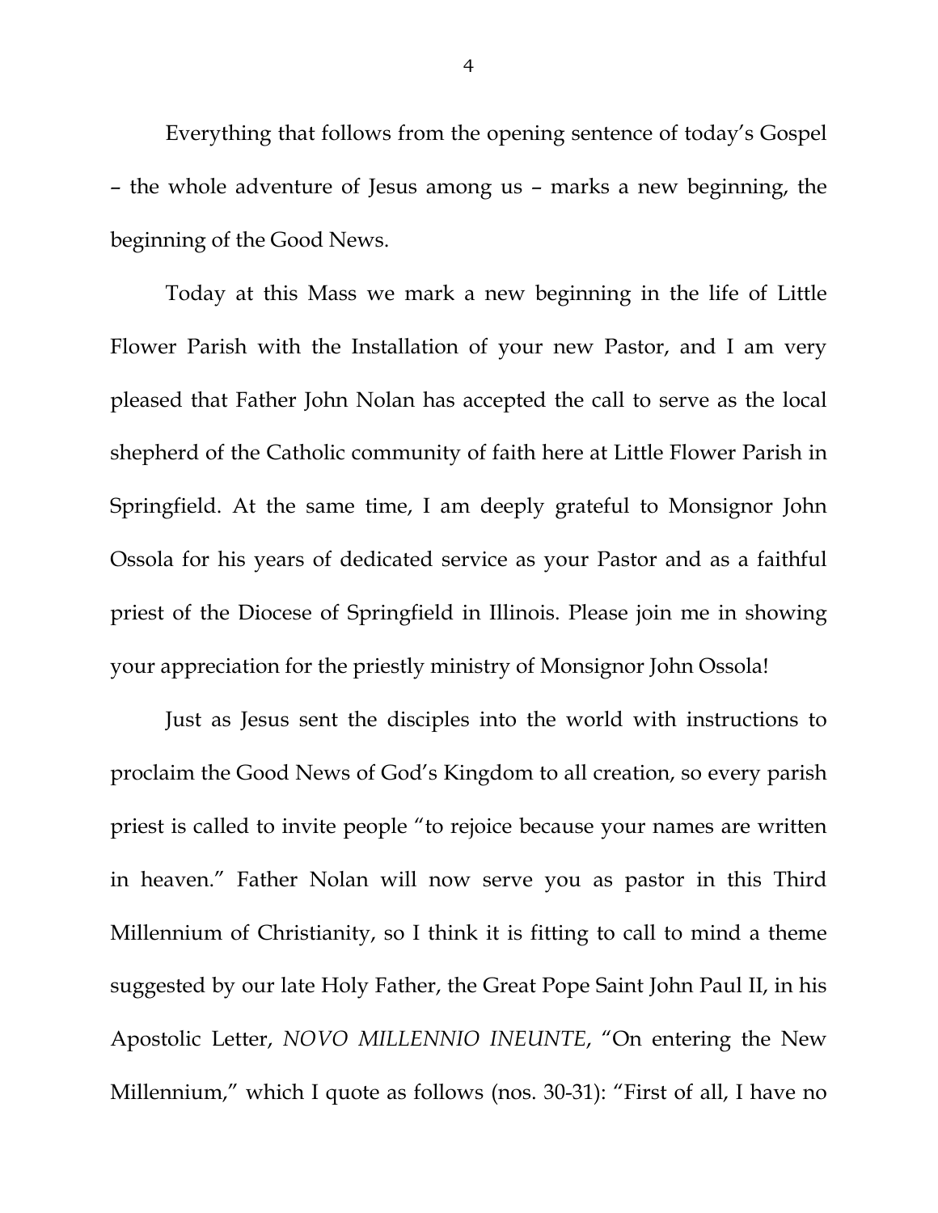Everything that follows from the opening sentence of today's Gospel – the whole adventure of Jesus among us – marks a new beginning, the beginning of the Good News.

Today at this Mass we mark a new beginning in the life of Little Flower Parish with the Installation of your new Pastor, and I am very pleased that Father John Nolan has accepted the call to serve as the local shepherd of the Catholic community of faith here at Little Flower Parish in Springfield. At the same time, I am deeply grateful to Monsignor John Ossola for his years of dedicated service as your Pastor and as a faithful priest of the Diocese of Springfield in Illinois. Please join me in showing your appreciation for the priestly ministry of Monsignor John Ossola!

Just as Jesus sent the disciples into the world with instructions to proclaim the Good News of God's Kingdom to all creation, so every parish priest is called to invite people "to rejoice because your names are written in heaven." Father Nolan will now serve you as pastor in this Third Millennium of Christianity, so I think it is fitting to call to mind a theme suggested by our late Holy Father, the Great Pope Saint John Paul II, in his Apostolic Letter, *NOVO MILLENNIO INEUNTE*, "On entering the New Millennium," which I quote as follows (nos. 30-31): "First of all, I have no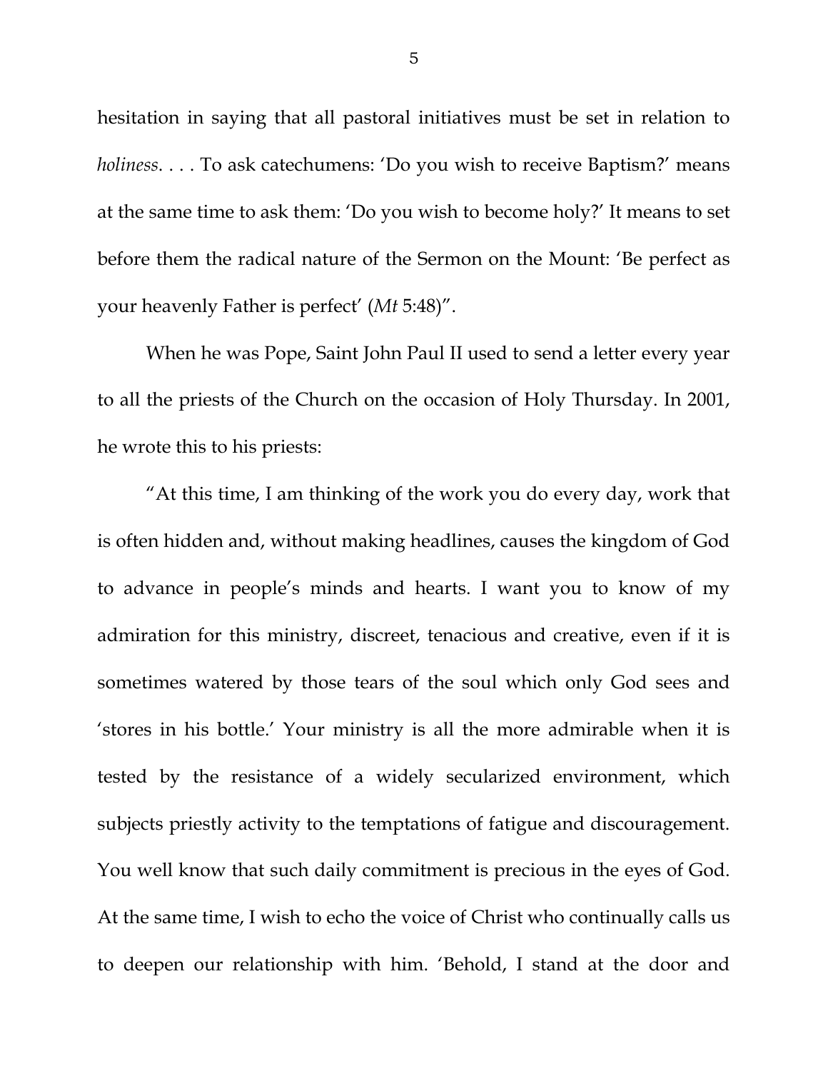hesitation in saying that all pastoral initiatives must be set in relation to *holiness*. . . . To ask catechumens: 'Do you wish to receive Baptism?' means at the same time to ask them: 'Do you wish to become holy?' It means to set before them the radical nature of the Sermon on the Mount: 'Be perfect as your heavenly Father is perfect' (*Mt* 5:48)".

When he was Pope, Saint John Paul II used to send a letter every year to all the priests of the Church on the occasion of Holy Thursday. In 2001, he wrote this to his priests:

"At this time, I am thinking of the work you do every day, work that is often hidden and, without making headlines, causes the kingdom of God to advance in people's minds and hearts. I want you to know of my admiration for this ministry, discreet, tenacious and creative, even if it is sometimes watered by those tears of the soul which only God sees and 'stores in his bottle.' Your ministry is all the more admirable when it is tested by the resistance of a widely secularized environment, which subjects priestly activity to the temptations of fatigue and discouragement. You well know that such daily commitment is precious in the eyes of God. At the same time, I wish to echo the voice of Christ who continually calls us to deepen our relationship with him. 'Behold, I stand at the door and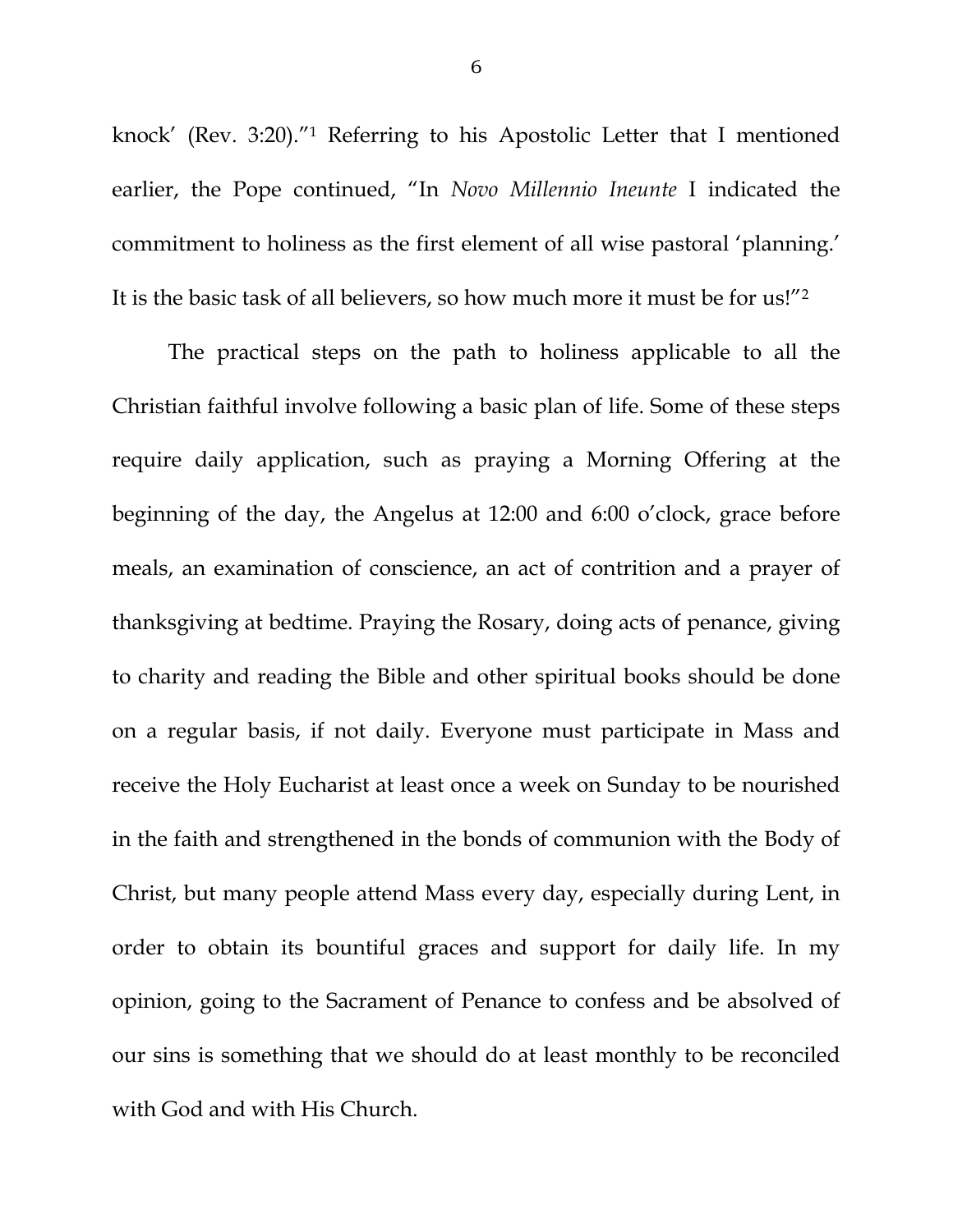knock' (Rev. 3:20)."[1] Referring to his Apostolic Letter that I mentioned earlier, the Pope continued, "In *Novo Millennio Ineunte* I indicated the commitment to holiness as the first element of all wise pastoral 'planning.' It is the basic task of all believers, so how much more it must be for us!"[2]

The practical steps on the path to holiness applicable to all the Christian faithful involve following a basic plan of life. Some of these steps require daily application, such as praying a Morning Offering at the beginning of the day, the Angelus at 12:00 and 6:00 o'clock, grace before meals, an examination of conscience, an act of contrition and a prayer of thanksgiving at bedtime. Praying the Rosary, doing acts of penance, giving to charity and reading the Bible and other spiritual books should be done on a regular basis, if not daily. Everyone must participate in Mass and receive the Holy Eucharist at least once a week on Sunday to be nourished in the faith and strengthened in the bonds of communion with the Body of Christ, but many people attend Mass every day, especially during Lent, in order to obtain its bountiful graces and support for daily life. In my opinion, going to the Sacrament of Penance to confess and be absolved of our sins is something that we should do at least monthly to be reconciled with God and with His Church.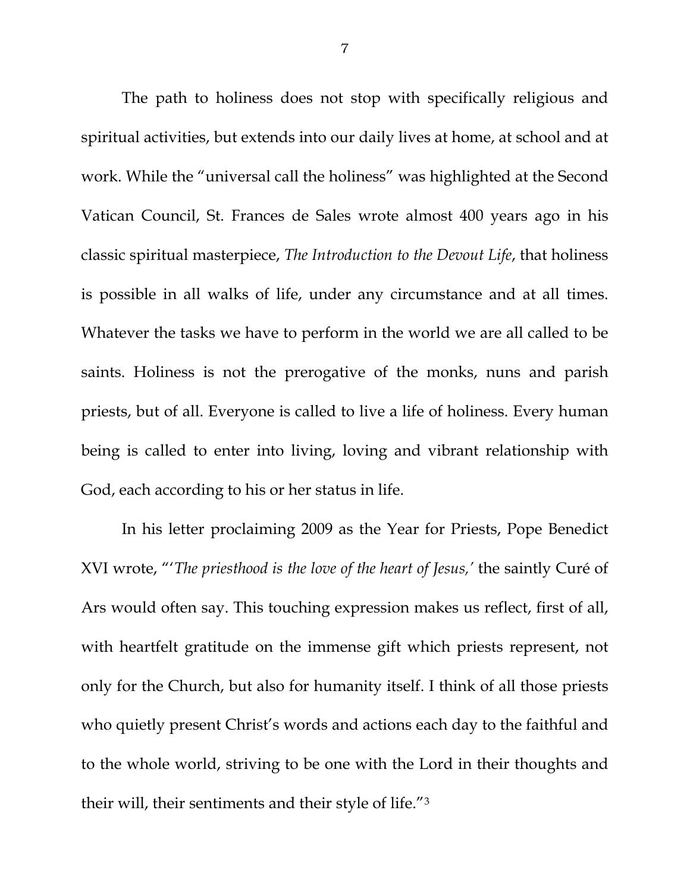The path to holiness does not stop with specifically religious and spiritual activities, but extends into our daily lives at home, at school and at work. While the "universal call the holiness" was highlighted at the Second Vatican Council, St. Frances de Sales wrote almost 400 years ago in his classic spiritual masterpiece, *The Introduction to the Devout Life*, that holiness is possible in all walks of life, under any circumstance and at all times. Whatever the tasks we have to perform in the world we are all called to be saints. Holiness is not the prerogative of the monks, nuns and parish priests, but of all. Everyone is called to live a life of holiness. Every human being is called to enter into living, loving and vibrant relationship with God, each according to his or her status in life.

In his letter proclaiming 2009 as the Year for Priests, Pope Benedict XVI wrote, "'*The priesthood is the love of the heart of Jesus,'* the saintly Curé of Ars would often say. This touching expression makes us reflect, first of all, with heartfelt gratitude on the immense gift which priests represent, not only for the Church, but also for humanity itself. I think of all those priests who quietly present Christ's words and actions each day to the faithful and to the whole world, striving to be one with the Lord in their thoughts and their will, their sentiments and their style of life."[3]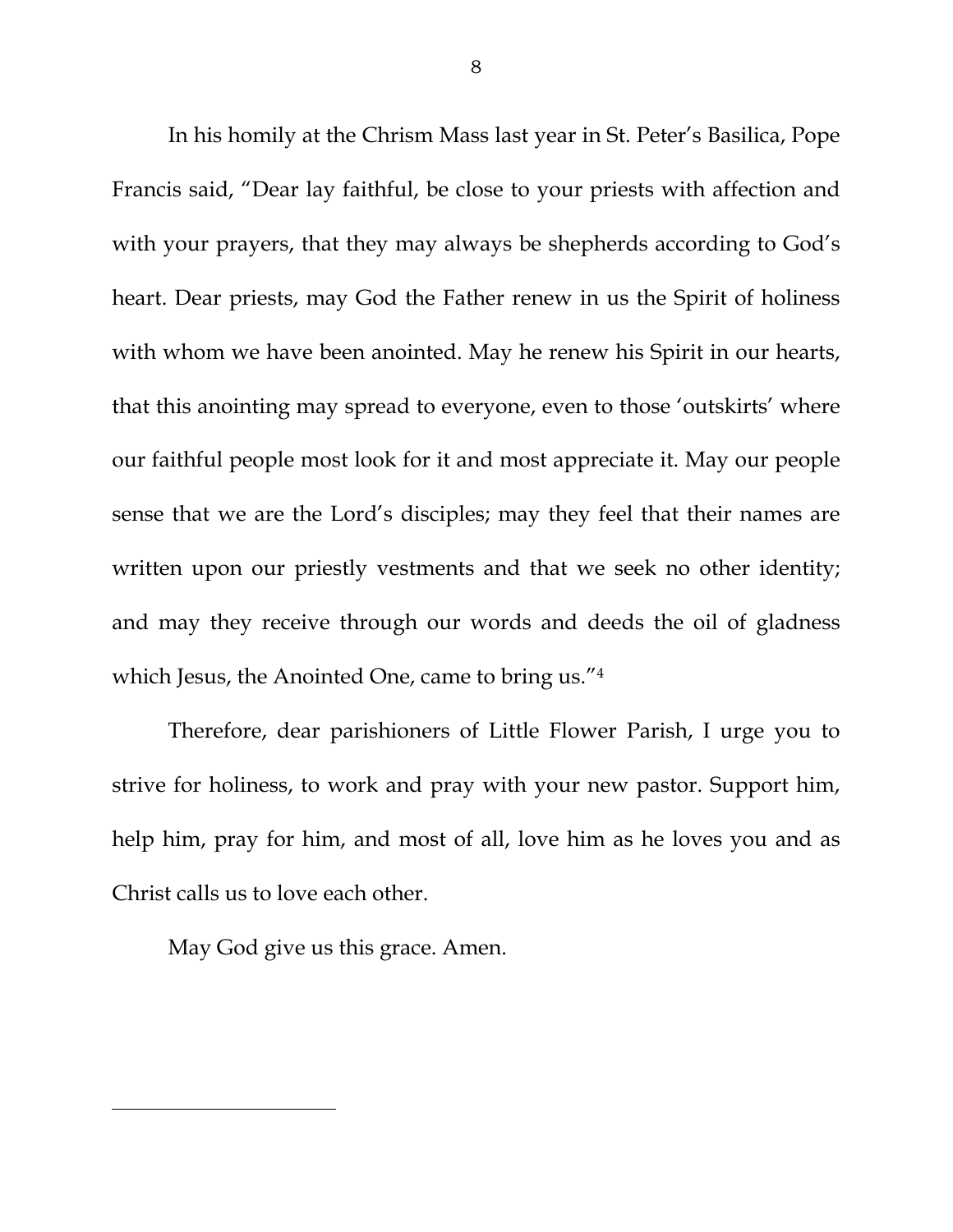In his homily at the Chrism Mass last year in St. Peter's Basilica, Pope Francis said, "Dear lay faithful, be close to your priests with affection and with your prayers, that they may always be shepherds according to God's heart. Dear priests, may God the Father renew in us the Spirit of holiness with whom we have been anointed. May he renew his Spirit in our hearts, that this anointing may spread to everyone, even to those 'outskirts' where our faithful people most look for it and most appreciate it. May our people sense that we are the Lord's disciples; may they feel that their names are written upon our priestly vestments and that we seek no other identity; and may they receive through our words and deeds the oil of gladness which Jesus, the Anointed One, came to bring us."[4]

Therefore, dear parishioners of Little Flower Parish, I urge you to strive for holiness, to work and pray with your new pastor. Support him, help him, pray for him, and most of all, love him as he loves you and as Christ calls us to love each other.

May God give us this grace. Amen.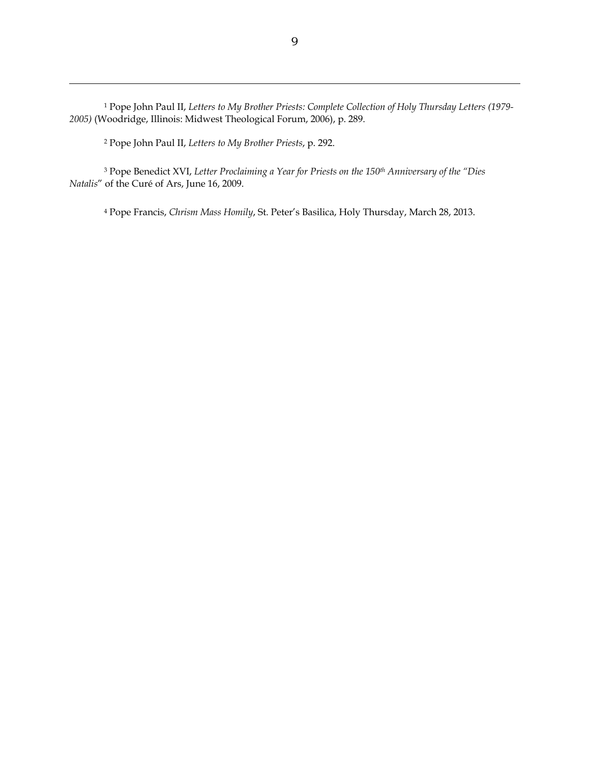[1] Pope John Paul II, *Letters to My Brother Priests: Complete Collection of Holy Thursday Letters (1979-2005)* (Woodridge, Illinois: Midwest Theological Forum, 2006), p. 289.

[2] Pope John Paul II, *Letters to My Brother Priests*, p. 292.

[3] Pope Benedict XVI, *Letter Proclaiming a Year for Priests on the 150th Anniversary of the "Dies Natalis*" of the Curé of Ars, June 16, 2009.

[4] Pope Francis, *Chrism Mass Homily*, St. Peter's Basilica, Holy Thursday, March 28, 2013.